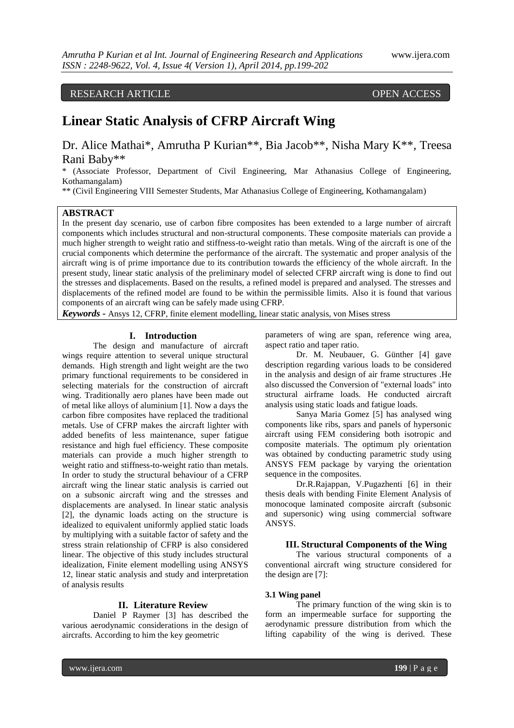RESEARCH ARTICLE OPEN ACCESS

# Linear Static Analysis of CFRP Aircraft Wing

Dr. Alice Mathai*, Amrutha P Kurian**, Bia Jacob**, Nisha Mary K**, Treesa Rani Baby**

\* (Associate Professor, Department of Civil Engineering, Mar Athanasius College of Engineering, Kothamangalam)

\*\* (Civil Engineering VIII Semester Students, Mar Athanasius College of Engineering, Kothamangalam)

## ABSTRACT

In the present day scenario, use of carbon fibre composites has been extended to a large number of aircraft components which includes structural and non-structural components. These composite materials can provide a much higher strength to weight ratio and stiffness-to-weight ratio than metals. Wing of the aircraft is one of the crucial components which determine the performance of the aircraft. The systematic and proper analysis of the aircraft wing is of prime importance due to its contribution towards the efficiency of the whole aircraft. In the present study, linear static analysis of the preliminary model of selected CFRP aircraft wing is done to find out the stresses and displacements. Based on the results, a refined model is prepared and analysed. The stresses and displacements of the refined model are found to be within the permissible limits. Also it is found that various components of an aircraft wing can be safely made using CFRP.

***Keywords -*** Ansys 12, CFRP, finite element modelling, linear static analysis, von Mises stress

## I. Introduction

The design and manufacture of aircraft wings require attention to several unique structural demands. High strength and light weight are the two primary functional requirements to be considered in selecting materials for the construction of aircraft wing. Traditionally aero planes have been made out of metal like alloys of aluminium [1]. Now a days the carbon fibre composites have replaced the traditional metals. Use of CFRP makes the aircraft lighter with added benefits of less maintenance, super fatigue resistance and high fuel efficiency. These composite materials can provide a much higher strength to weight ratio and stiffness-to-weight ratio than metals. In order to study the structural behaviour of a CFRP aircraft wing the linear static analysis is carried out on a subsonic aircraft wing and the stresses and displacements are analysed. In linear static analysis [2], the dynamic loads acting on the structure is idealized to equivalent uniformly applied static loads by multiplying with a suitable factor of safety and the stress strain relationship of CFRP is also considered linear. The objective of this study includes structural idealization, Finite element modelling using ANSYS 12, linear static analysis and study and interpretation of analysis results

## II. Literature Review

Daniel P Raymer [3] has described the various aerodynamic considerations in the design of aircrafts. According to him the key geometric parameters of wing are span, reference wing area, aspect ratio and taper ratio.

Dr. M. Neubauer, G. Günther [4] gave description regarding various loads to be considered in the analysis and design of air frame structures .He also discussed the Conversion of "external loads" into structural airframe loads. He conducted aircraft analysis using static loads and fatigue loads.

Sanya Maria Gomez [5] has analysed wing components like ribs, spars and panels of hypersonic aircraft using FEM considering both isotropic and composite materials. The optimum ply orientation was obtained by conducting parametric study using ANSYS FEM package by varying the orientation sequence in the composites.

Dr.R.Rajappan, V.Pugazhenti [6] in their thesis deals with bending Finite Element Analysis of monocoque laminated composite aircraft (subsonic and supersonic) wing using commercial software ANSYS.

## III. Structural Components of the Wing

The various structural components of a conventional aircraft wing structure considered for the design are [7]:

### 3.1 Wing panel

The primary function of the wing skin is to form an impermeable surface for supporting the aerodynamic pressure distribution from which the lifting capability of the wing is derived. These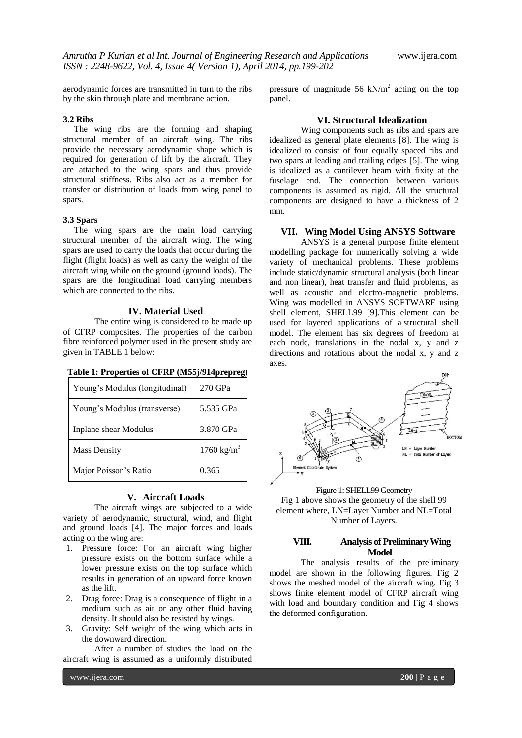aerodynamic forces are transmitted in turn to the ribs by the skin through plate and membrane action.

### 3.2 Ribs

The wing ribs are the forming and shaping structural member of an aircraft wing. The ribs provide the necessary aerodynamic shape which is required for generation of lift by the aircraft. They are attached to the wing spars and thus provide structural stiffness. Ribs also act as a member for transfer or distribution of loads from wing panel to spars.

### 3.3 Spars

The wing spars are the main load carrying structural member of the aircraft wing. The wing spars are used to carry the loads that occur during the flight (flight loads) as well as carry the weight of the aircraft wing while on the ground (ground loads). The spars are the longitudinal load carrying members which are connected to the ribs.

## IV. Material Used

The entire wing is considered to be made up of CFRP composites. The properties of the carbon fibre reinforced polymer used in the present study are given in TABLE 1 below:

**Table 1: Properties of CFRP (M55j/914prepreg)**

| Property | Value |
|---|---|
| Young's Modulus (longitudinal) | 270 GPa |
| Young's Modulus (transverse) | 5.535 GPa |
| Inplane shear Modulus | 3.870 GPa |
| Mass Density | 1760 kg/m$^3$ |
| Major Poisson's Ratio | 0.365 |

## V. Aircraft Loads

The aircraft wings are subjected to a wide variety of aerodynamic, structural, wind, and flight and ground loads [4]. The major forces and loads acting on the wing are:

1. Pressure force: For an aircraft wing higher pressure exists on the bottom surface while a lower pressure exists on the top surface which results in generation of an upward force known as the lift.
2. Drag force: Drag is a consequence of flight in a medium such as air or any other fluid having density. It should also be resisted by wings.
3. Gravity: Self weight of the wing which acts in the downward direction.

After a number of studies the load on the aircraft wing is assumed as a uniformly distributed pressure of magnitude 56 kN/m$^2$ acting on the top panel.

## VI. Structural Idealization

Wing components such as ribs and spars are idealized as general plate elements [8]. The wing is idealized to consist of four equally spaced ribs and two spars at leading and trailing edges [5]. The wing is idealized as a cantilever beam with fixity at the fuselage end. The connection between various components is assumed as rigid. All the structural components are designed to have a thickness of 2 mm.

## VII. Wing Model Using ANSYS Software

ANSYS is a general purpose finite element modelling package for numerically solving a wide variety of mechanical problems. These problems include static/dynamic structural analysis (both linear and non linear), heat transfer and fluid problems, as well as acoustic and electro-magnetic problems. Wing was modelled in ANSYS SOFTWARE using shell element, SHELL99 [9].This element can be used for layered applications of a structural shell model. The element has six degrees of freedom at each node, translations in the nodal x, y and z directions and rotations about the nodal x, y and z axes.

Figure 1: SHELL99 Geometry

Fig 1 above shows the geometry of the shell 99 element where, LN=Layer Number and NL=Total Number of Layers.

## VIII. Analysis of Preliminary Wing Model

The analysis results of the preliminary model are shown in the following figures. Fig 2 shows the meshed model of the aircraft wing. Fig 3 shows finite element model of CFRP aircraft wing with load and boundary condition and Fig 4 shows the deformed configuration.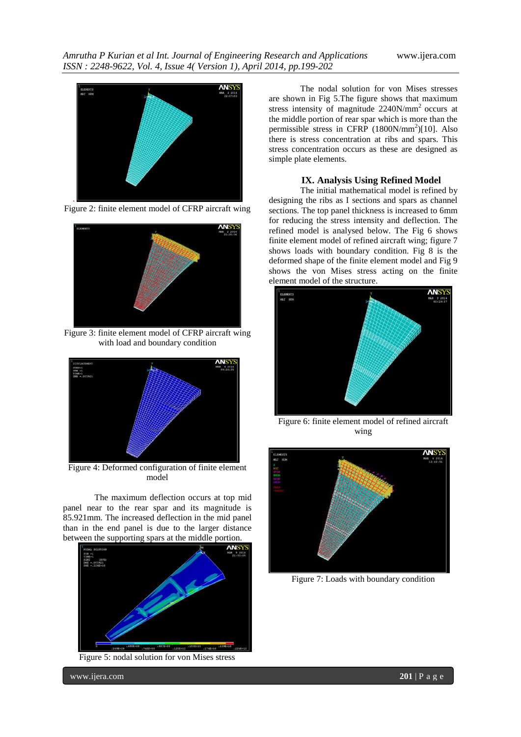Figure 2: finite element model of CFRP aircraft wing

Figure 3: finite element model of CFRP aircraft wing with load and boundary condition

Figure 4: Deformed configuration of finite element model

The maximum deflection occurs at top mid panel near to the rear spar and its magnitude is 85.921mm. The increased deflection in the mid panel than in the end panel is due to the larger distance between the supporting spars at the middle portion.

Figure 5: nodal solution for von Mises stress

The nodal solution for von Mises stresses are shown in Fig 5.The figure shows that maximum stress intensity of magnitude 2240N/mm$^2$ occurs at the middle portion of rear spar which is more than the permissible stress in CFRP (1800N/mm$^2$)[10]. Also there is stress concentration at ribs and spars. This stress concentration occurs as these are designed as simple plate elements.

## IX. Analysis Using Refined Model

The initial mathematical model is refined by designing the ribs as I sections and spars as channel sections. The top panel thickness is increased to 6mm for reducing the stress intensity and deflection. The refined model is analysed below. The Fig 6 shows finite element model of refined aircraft wing; figure 7 shows loads with boundary condition. Fig 8 is the deformed shape of the finite element model and Fig 9 shows the von Mises stress acting on the finite element model of the structure.

Figure 6: finite element model of refined aircraft wing

Figure 7: Loads with boundary condition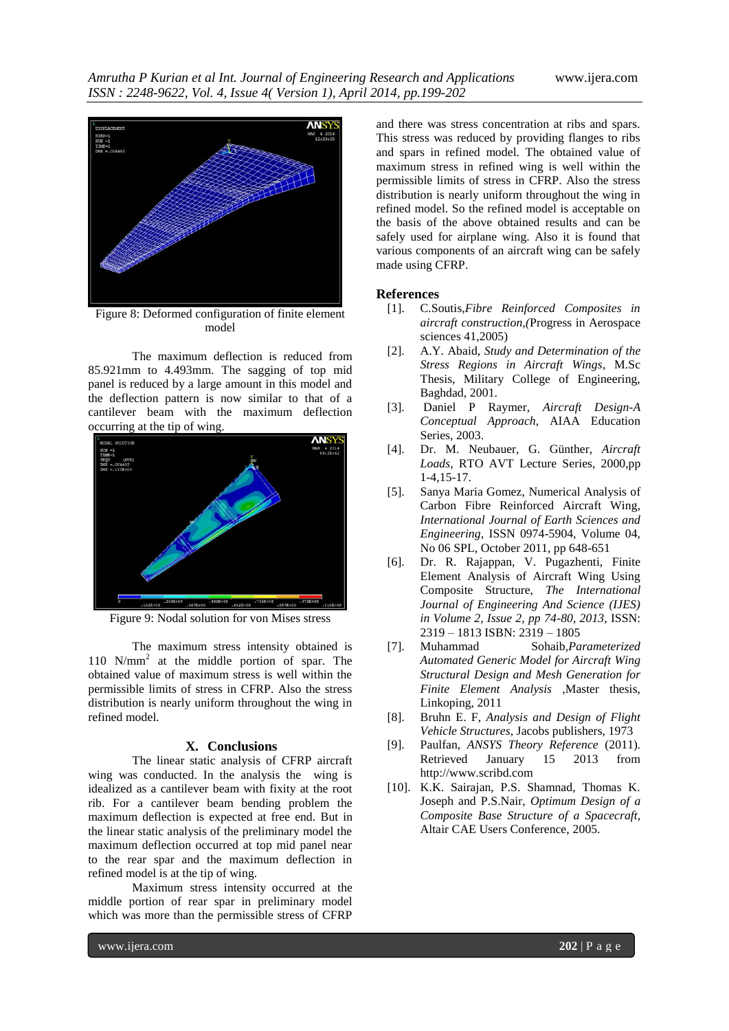Figure 8: Deformed configuration of finite element model

The maximum deflection is reduced from 85.921mm to 4.493mm. The sagging of top mid panel is reduced by a large amount in this model and the deflection pattern is now similar to that of a cantilever beam with the maximum deflection occurring at the tip of wing.

Figure 9: Nodal solution for von Mises stress

The maximum stress intensity obtained is 110 $N/mm^2$ at the middle portion of spar. The obtained value of maximum stress is well within the permissible limits of stress in CFRP. Also the stress distribution is nearly uniform throughout the wing in refined model.

## X. Conclusions

The linear static analysis of CFRP aircraft wing was conducted. In the analysis the wing is idealized as a cantilever beam with fixity at the root rib. For a cantilever beam bending problem the maximum deflection is expected at free end. But in the linear static analysis of the preliminary model the maximum deflection occurred at top mid panel near to the rear spar and the maximum deflection in refined model is at the tip of wing.

Maximum stress intensity occurred at the middle portion of rear spar in preliminary model which was more than the permissible stress of CFRP and there was stress concentration at ribs and spars. This stress was reduced by providing flanges to ribs and spars in refined model. The obtained value of maximum stress in refined wing is well within the permissible limits of stress in CFRP. Also the stress distribution is nearly uniform throughout the wing in refined model. So the refined model is acceptable on the basis of the above obtained results and can be safely used for airplane wing. Also it is found that various components of an aircraft wing can be safely made using CFRP.

## References

[1]. C.Soutis,*Fibre Reinforced Composites in aircraft construction*,(Progress in Aerospace sciences 41,2005)

[2]. A.Y. Abaid, *Study and Determination of the Stress Regions in Aircraft Wings*, M.Sc Thesis, Military College of Engineering, Baghdad, 2001.

[3]. Daniel P Raymer, *Aircraft Design-A Conceptual Approach*, AIAA Education Series, 2003.

[4]. Dr. M. Neubauer, G. Günther, *Aircraft Loads*, RTO AVT Lecture Series, 2000,pp 1-4,15-17.

[5]. Sanya Maria Gomez, Numerical Analysis of Carbon Fibre Reinforced Aircraft Wing, *International Journal of Earth Sciences and Engineering*, ISSN 0974-5904, Volume 04, No 06 SPL, October 2011, pp 648-651

[6]. Dr. R. Rajappan, V. Pugazhenti, Finite Element Analysis of Aircraft Wing Using Composite Structure, *The International Journal of Engineering And Science (IJES) in Volume 2, Issue 2, pp 74-80, 2013*, ISSN: 2319 – 1813 ISBN: 2319 – 1805

[7]. Muhammad Sohaib,*Parameterized Automated Generic Model for Aircraft Wing Structural Design and Mesh Generation for Finite Element Analysis* ,Master thesis, Linkoping, 2011

[8]. Bruhn E. F, *Analysis and Design of Flight Vehicle Structures*, Jacobs publishers, 1973

[9]. Paulfan, *ANSYS Theory Reference* (2011). Retrieved January 15 2013 from http://www.scribd.com

[10]. K.K. Sairajan, P.S. Shamnad, Thomas K. Joseph and P.S.Nair, *Optimum Design of a Composite Base Structure of a Spacecraft*, Altair CAE Users Conference, 2005.